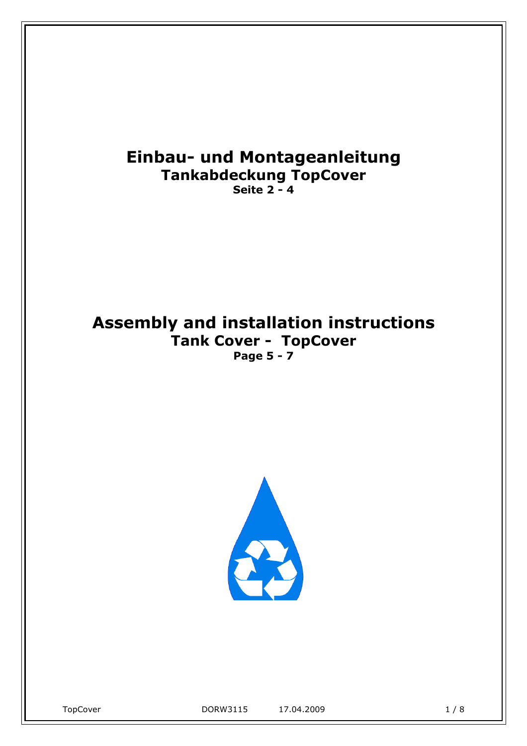# Einbau- und Montageanleitung

## Tankabdeckung TopCover

**Seite 2 - 4**

# Assembly and installation instructions

## Tank Cover - TopCover

**Page 5 - 7**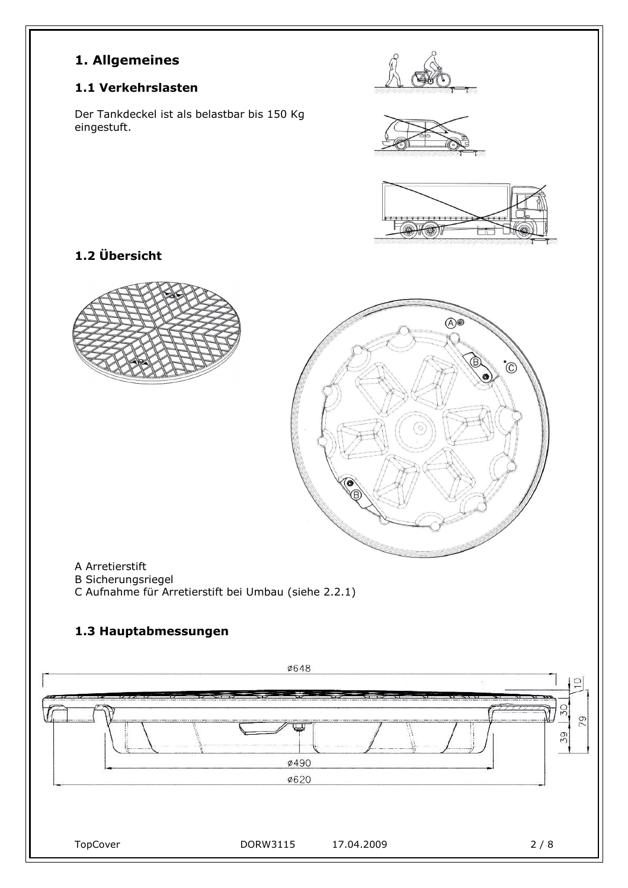# 1. Allgemeines

## 1.1 Verkehrslasten

Der Tankdeckel ist als belastbar bis 150 Kg eingestuft.

## 1.2 Übersicht

A Arretierstift
B Sicherungsriegel
C Aufnahme für Arretierstift bei Umbau (siehe 2.2.1)

## 1.3 Hauptabmessungen

Ø648
Ø490
Ø620
10
30
39
79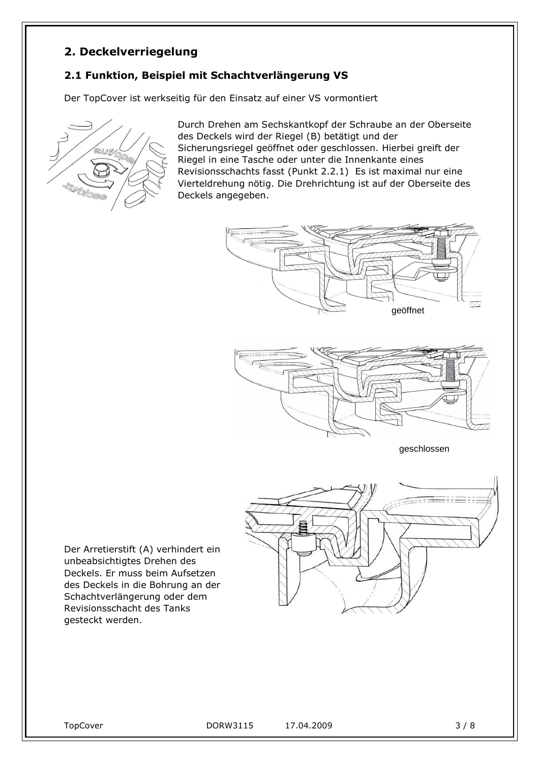## 2. Deckelverriegelung

### 2.1 Funktion, Beispiel mit Schachtverlängerung VS

Der TopCover ist werkseitig für den Einsatz auf einer VS vormontiert

Durch Drehen am Sechskantkopf der Schraube an der Oberseite des Deckels wird der Riegel (B) betätigt und der Sicherungsriegel geöffnet oder geschlossen. Hierbei greift der Riegel in eine Tasche oder unter die Innenkante eines Revisionsschachts fasst (Punkt 2.2.1) Es ist maximal nur eine Vierteldrehung nötig. Die Drehrichtung ist auf der Oberseite des Deckels angegeben.

geöffnet

geschlossen

Der Arretierstift (A) verhindert ein unbeabsichtigtes Drehen des Deckels. Er muss beim Aufsetzen des Deckels in die Bohrung an der Schachtverlängerung oder dem Revisionsschacht des Tanks gesteckt werden.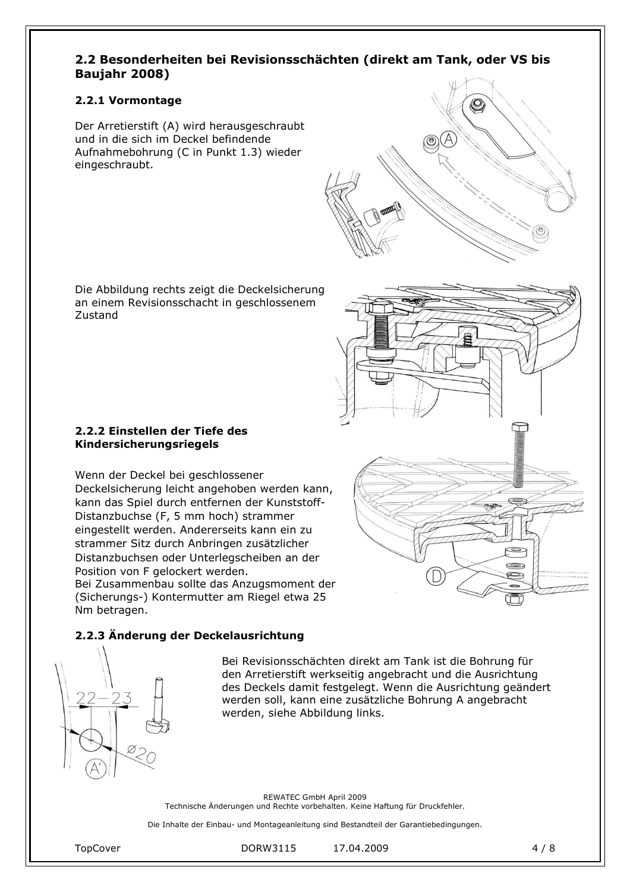## 2.2 Besonderheiten bei Revisionsschächten (direkt am Tank, oder VS bis Baujahr 2008)

### 2.2.1 Vormontage

Der Arretierstift (A) wird herausgeschraubt und in die sich im Deckel befindende Aufnahmebohrung (C in Punkt 1.3) wieder eingeschraubt.

Die Abbildung rechts zeigt die Deckelsicherung an einem Revisionsschacht in geschlossenem Zustand

### 2.2.2 Einstellen der Tiefe des Kindersicherungsriegels

Wenn der Deckel bei geschlossener Deckelsicherung leicht angehoben werden kann, kann das Spiel durch entfernen der Kunststoff-Distanzbuchse (F, 5 mm hoch) strammer eingestellt werden. Andererseits kann ein zu strammer Sitz durch Anbringen zusätzlicher Distanzbuchsen oder Unterlegscheiben an der Position von F gelockert werden.
Bei Zusammenbau sollte das Anzugsmoment der (Sicherungs-) Kontermutter am Riegel etwa 25 Nm betragen.

### 2.2.3 Änderung der Deckelausrichtung

Bei Revisionsschächten direkt am Tank ist die Bohrung für den Arretierstift werkseitig angebracht und die Ausrichtung des Deckels damit festgelegt. Wenn die Ausrichtung geändert werden soll, kann eine zusätzliche Bohrung A angebracht werden, siehe Abbildung links.

REWATEC GmbH April 2009
Technische Änderungen und Rechte vorbehalten. Keine Haftung für Druckfehler.

Die Inhalte der Einbau- und Montageanleitung sind Bestandteil der Garantiebedingungen.

TopCover DORW3115 17.04.2009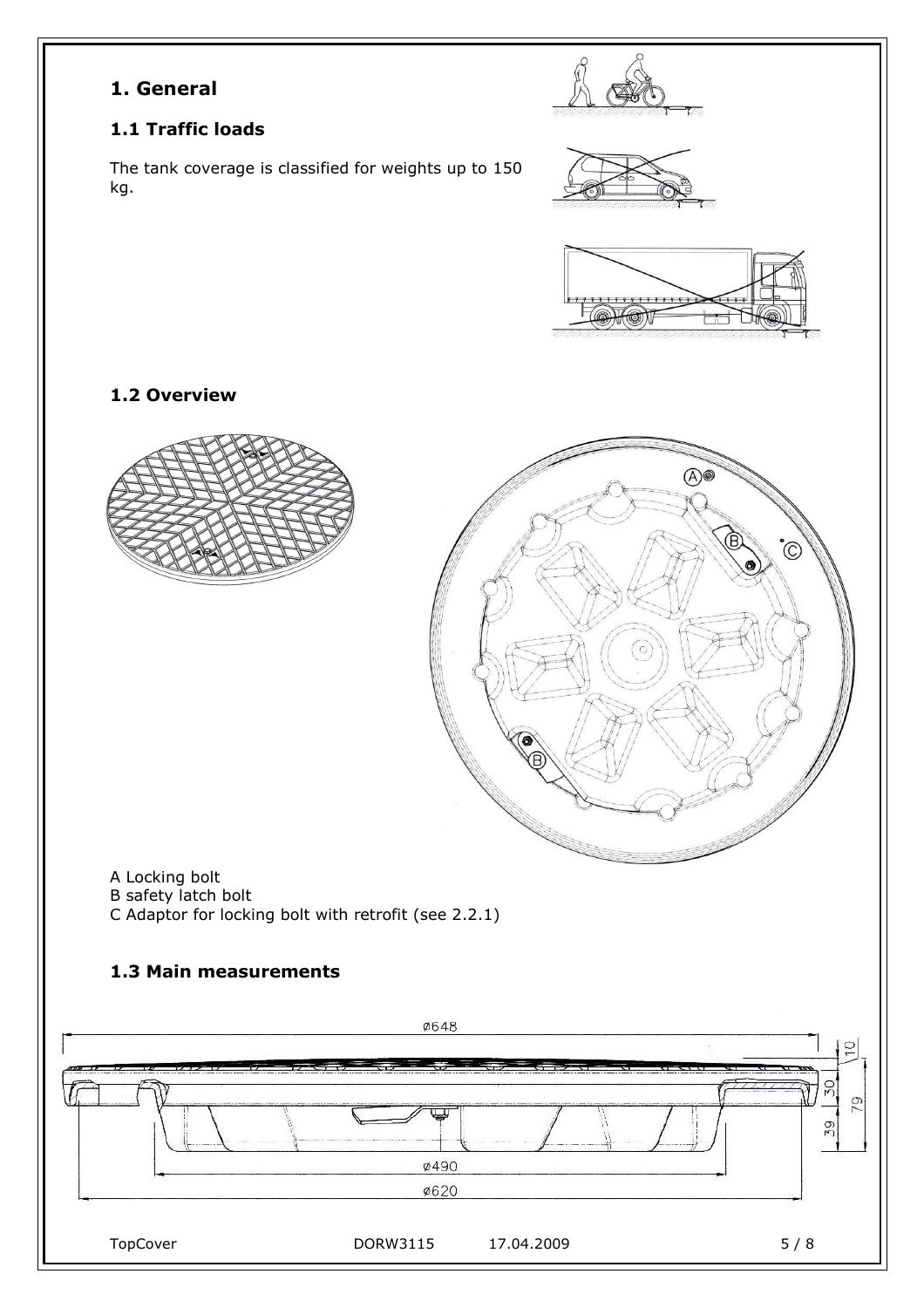# 1. General

## 1.1 Traffic loads

The tank coverage is classified for weights up to 150 kg.

## 1.2 Overview

A Locking bolt
B safety latch bolt
C Adaptor for locking bolt with retrofit (see 2.2.1)

## 1.3 Main measurements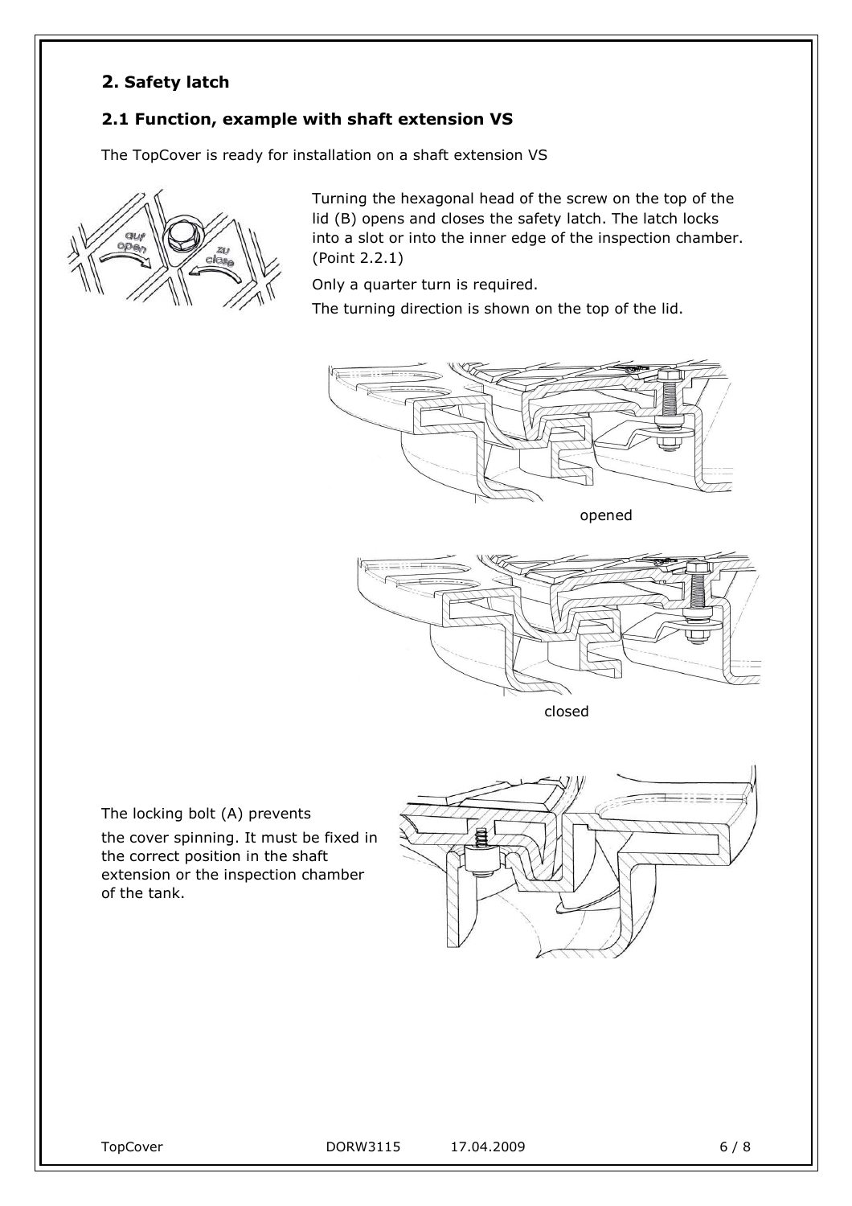## 2. Safety latch

### 2.1 Function, example with shaft extension VS

The TopCover is ready for installation on a shaft extension VS

Turning the hexagonal head of the screw on the top of the lid (B) opens and closes the safety latch. The latch locks into a slot or into the inner edge of the inspection chamber. (Point 2.2.1)

Only a quarter turn is required.

The turning direction is shown on the top of the lid.

opened

closed

The locking bolt (A) prevents the cover spinning. It must be fixed in the correct position in the shaft extension or the inspection chamber of the tank.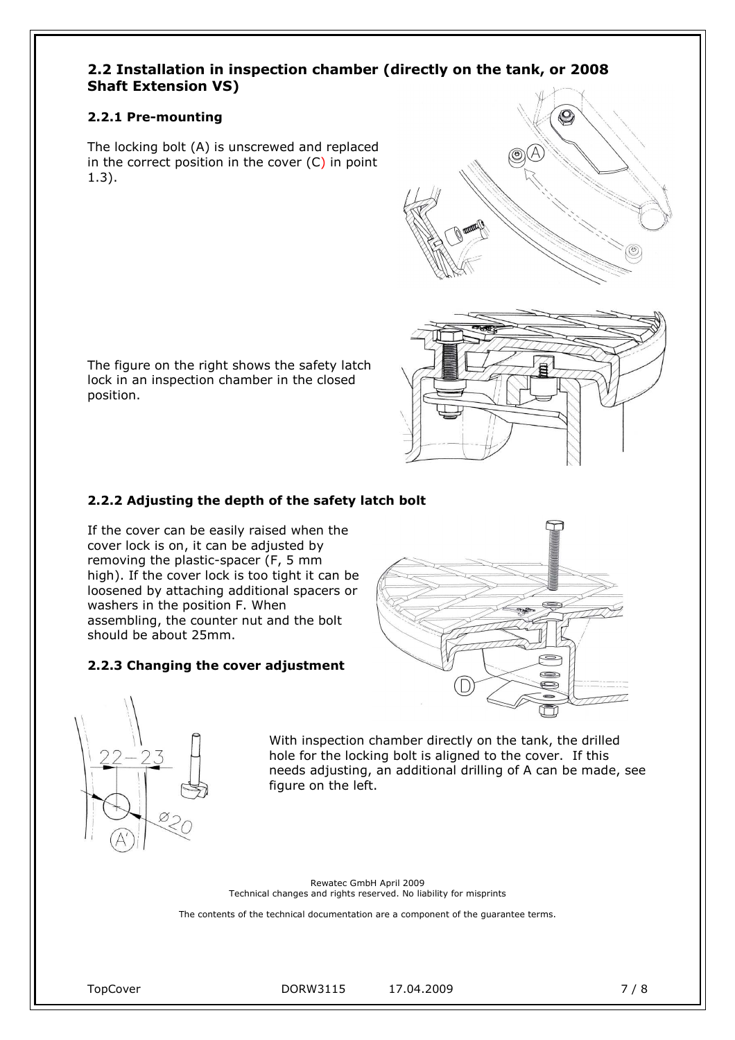## 2.2 Installation in inspection chamber (directly on the tank, or 2008 Shaft Extension VS)

### 2.2.1 Pre-mounting

The locking bolt (A) is unscrewed and replaced in the correct position in the cover (C) in point 1.3).

The figure on the right shows the safety latch lock in an inspection chamber in the closed position.

### 2.2.2 Adjusting the depth of the safety latch bolt

If the cover can be easily raised when the cover lock is on, it can be adjusted by removing the plastic-spacer (F, 5 mm high). If the cover lock is too tight it can be loosened by attaching additional spacers or washers in the position F. When assembling, the counter nut and the bolt should be about 25mm.

### 2.2.3 Changing the cover adjustment

With inspection chamber directly on the tank, the drilled hole for the locking bolt is aligned to the cover. If this needs adjusting, an additional drilling of A can be made, see figure on the left.

Rewatec GmbH April 2009
Technical changes and rights reserved. No liability for misprints

The contents of the technical documentation are a component of the guarantee terms.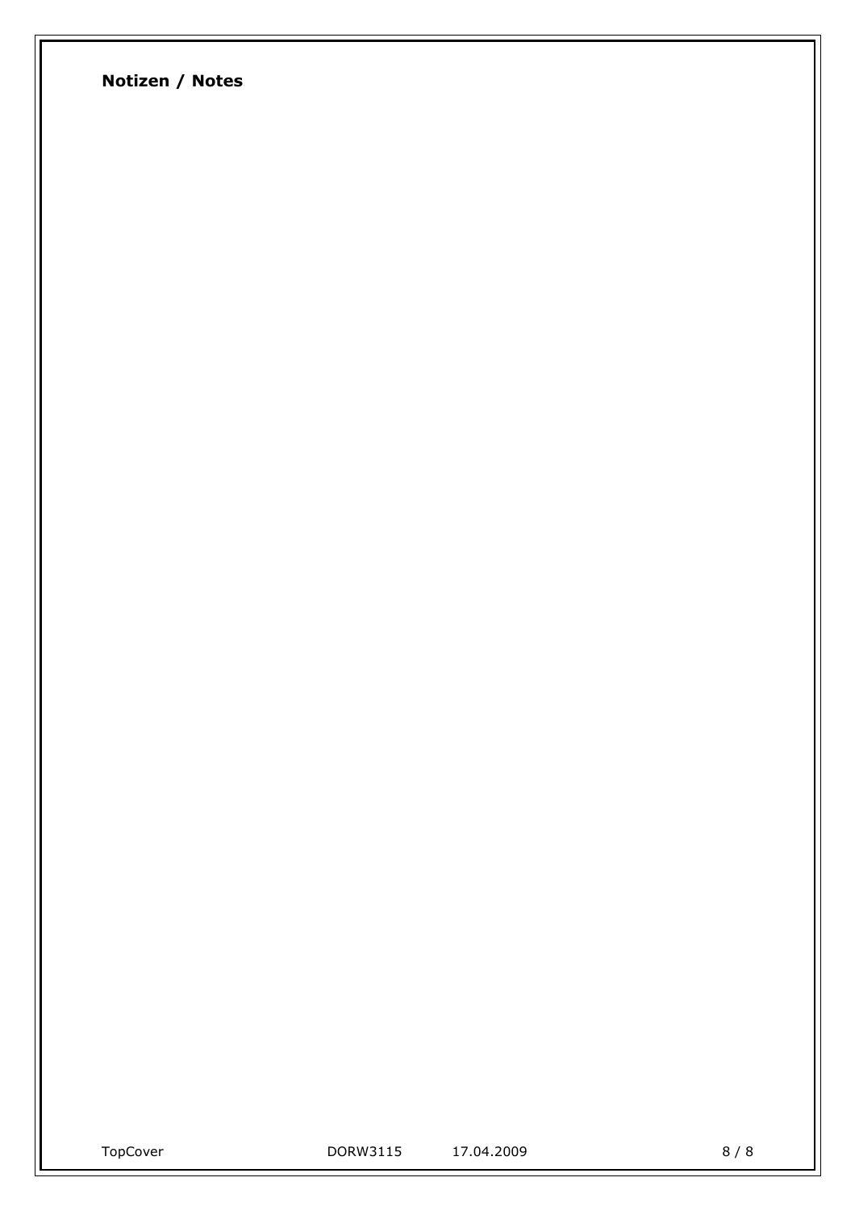**Notizen / Notes**